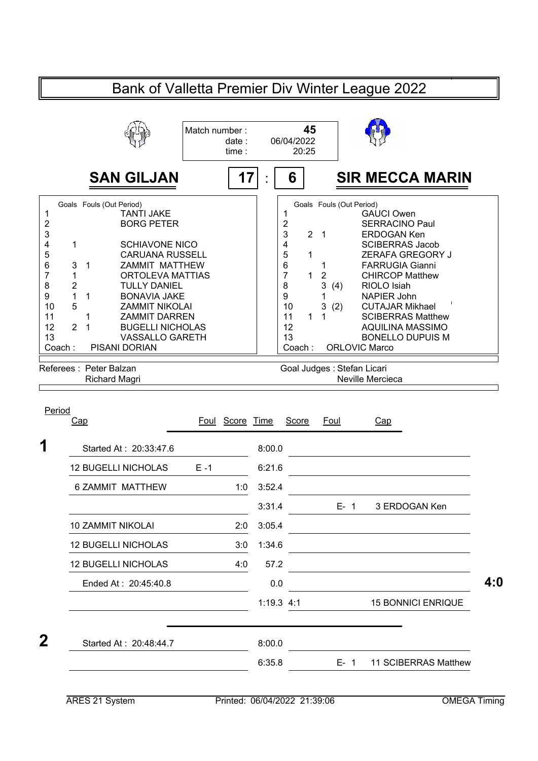# Bank of Valletta Premier Div Winter League 2022

Match number : **45**
date : 06/04/2022
time : 20:25

## SAN GILJAN 17 : 6 SIR MECCA MARIN

| # | Goals | Fouls | (Out Period) | SAN GILJAN |
|---|---|---|---|---|
| 1 | | | | TANTI JAKE |
| 2 | | | | BORG PETER |
| 3 | | | | |
| 4 | 1 | | | SCHIAVONE NICO |
| 5 | | | | CARUANA RUSSELL |
| 6 | 3 | 1 | | ZAMMIT MATTHEW |
| 7 | 1 | | | ORTOLEVA MATTIAS |
| 8 | 2 | | | TULLY DANIEL |
| 9 | 1 | 1 | | BONAVIA JAKE |
| 10 | 5 | | | ZAMMIT NIKOLAI |
| 11 | | 1 | | ZAMMIT DARREN |
| 12 | 2 | 1 | | BUGELLI NICHOLAS |
| 13 | | | | VASSALLO GARETH |

Coach : PISANI DORIAN

| # | Goals | Fouls | (Out Period) | SIR MECCA MARIN |
|---|---|---|---|---|
| 1 | | | | GAUCI Owen |
| 2 | | | | SERRACINO Paul |
| 3 | 2 | 1 | | ERDOGAN Ken |
| 4 | | | | SCIBERRAS Jacob |
| 5 | 1 | | | ZERAFA GREGORY J |
| 6 | | 1 | | FARRUGIA Gianni |
| 7 | 1 | 2 | | CHIRCOP Matthew |
| 8 | | 3 | (4) | RIOLO Isiah |
| 9 | | 1 | | NAPIER John |
| 10 | | 3 | (2) | CUTAJAR Mikhael |
| 11 | 1 | 1 | | SCIBERRAS Matthew |
| 12 | | | | AQUILINA MASSIMO |
| 13 | | | | BONELLO DUPUIS M |

Coach : ORLOVIC Marco

Referees : Peter Balzan, Richard Magri

Goal Judges : Stefan Licari, Neville Mercieca

| Period | Cap | Foul | Score | Time | Score | Foul | Cap |
|---|---|---|---|---|---|---|---|
| **1** | Started At : 20:33:47.6 | | | 8:00.0 | | | |
| | 12 BUGELLI NICHOLAS | E -1 | | 6:21.6 | | | |
| | 6 ZAMMIT MATTHEW | | 1:0 | 3:52.4 | | | |
| | | | | 3:31.4 | | E- 1 | 3 ERDOGAN Ken |
| | 10 ZAMMIT NIKOLAI | | 2:0 | 3:05.4 | | | |
| | 12 BUGELLI NICHOLAS | | 3:0 | 1:34.6 | | | |
| | 12 BUGELLI NICHOLAS | | 4:0 | 57.2 | | | |
| | Ended At : 20:45:40.8 | | | 0.0 | | | **4:0** |
| | | | | 1:19.3 | 4:1 | | 15 BONNICI ENRIQUE |
| **2** | Started At : 20:48:44.7 | | | 8:00.0 | | | |
| | | | | 6:35.8 | | E- 1 | 11 SCIBERRAS Matthew |

ARES 21 System — Printed: 06/04/2022 21:39:06 — OMEGA Timing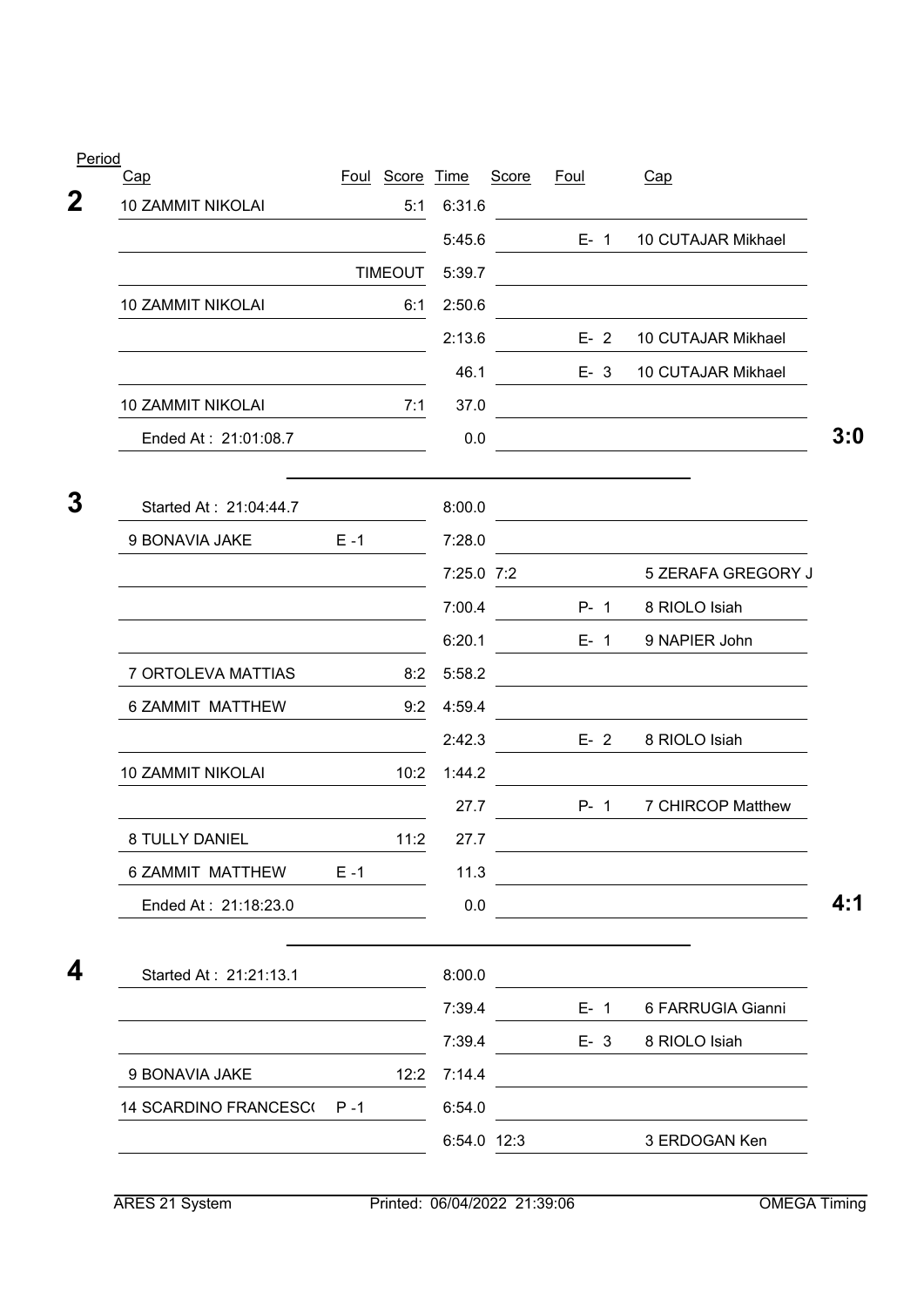| Period | Cap | Foul | Score | Time | Score | Foul | Cap | |
|---|---|---|---|---|---|---|---|---|
| **2** | 10 ZAMMIT NIKOLAI | | 5:1 | 6:31.6 | | | | |
| | | | | 5:45.6 | | E- 1 | 10 CUTAJAR Mikhael | |
| | | | TIMEOUT | 5:39.7 | | | | |
| | 10 ZAMMIT NIKOLAI | | 6:1 | 2:50.6 | | | | |
| | | | | 2:13.6 | | E- 2 | 10 CUTAJAR Mikhael | |
| | | | | 46.1 | | E- 3 | 10 CUTAJAR Mikhael | |
| | 10 ZAMMIT NIKOLAI | | 7:1 | 37.0 | | | | |
| | Ended At : 21:01:08.7 | | | 0.0 | | | | **3:0** |
| **3** | Started At : 21:04:44.7 | | | 8:00.0 | | | | |
| | 9 BONAVIA JAKE | E -1 | | 7:28.0 | | | | |
| | | | | 7:25.0 | 7:2 | | 5 ZERAFA GREGORY J | |
| | | | | 7:00.4 | | P- 1 | 8 RIOLO Isiah | |
| | | | | 6:20.1 | | E- 1 | 9 NAPIER John | |
| | 7 ORTOLEVA MATTIAS | | 8:2 | 5:58.2 | | | | |
| | 6 ZAMMIT MATTHEW | | 9:2 | 4:59.4 | | | | |
| | | | | 2:42.3 | | E- 2 | 8 RIOLO Isiah | |
| | 10 ZAMMIT NIKOLAI | | 10:2 | 1:44.2 | | | | |
| | | | | 27.7 | | P- 1 | 7 CHIRCOP Matthew | |
| | 8 TULLY DANIEL | | 11:2 | 27.7 | | | | |
| | 6 ZAMMIT MATTHEW | E -1 | | 11.3 | | | | |
| | Ended At : 21:18:23.0 | | | 0.0 | | | | **4:1** |
| **4** | Started At : 21:21:13.1 | | | 8:00.0 | | | | |
| | | | | 7:39.4 | | E- 1 | 6 FARRUGIA Gianni | |
| | | | | 7:39.4 | | E- 3 | 8 RIOLO Isiah | |
| | 9 BONAVIA JAKE | | 12:2 | 7:14.4 | | | | |
| | 14 SCARDINO FRANCESC( | P -1 | | 6:54.0 | | | | |
| | | | | 6:54.0 | 12:3 | | 3 ERDOGAN Ken | |

ARES 21 System Printed: 06/04/2022 21:39:06 OMEGA Timing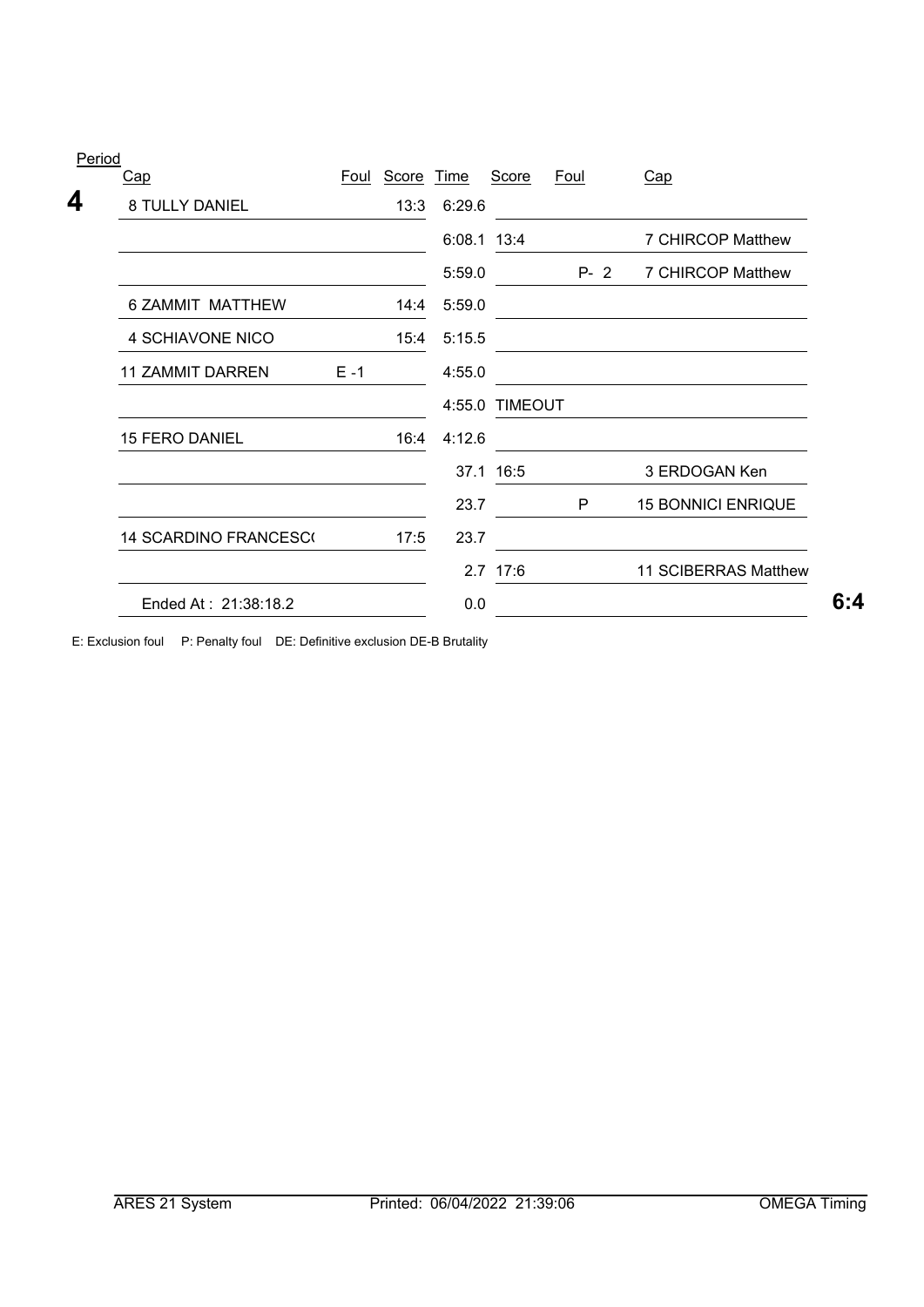| Period | Cap | Foul | Score | Time | Score | Foul | Cap |
|---|---|---|---|---|---|---|---|
| **4** | 8 TULLY DANIEL | | 13:3 | 6:29.6 | | | |
| | | | | 6:08.1 | 13:4 | | 7 CHIRCOP Matthew |
| | | | | 5:59.0 | | P- 2 | 7 CHIRCOP Matthew |
| | 6 ZAMMIT MATTHEW | | 14:4 | 5:59.0 | | | |
| | 4 SCHIAVONE NICO | | 15:4 | 5:15.5 | | | |
| | 11 ZAMMIT DARREN | E -1 | | 4:55.0 | | | |
| | | | | 4:55.0 | TIMEOUT | | |
| | 15 FERO DANIEL | | 16:4 | 4:12.6 | | | |
| | | | | 37.1 | 16:5 | | 3 ERDOGAN Ken |
| | | | | 23.7 | | P | 15 BONNICI ENRIQUE |
| | 14 SCARDINO FRANCESC( | | 17:5 | 23.7 | | | |
| | | | | 2.7 | 17:6 | | 11 SCIBERRAS Matthew |
| | Ended At : 21:38:18.2 | | | 0.0 | | | **6:4** |

E: Exclusion foul P: Penalty foul DE: Definitive exclusion DE-B Brutality

ARES 21 System Printed: 06/04/2022 21:39:06 OMEGA Timing